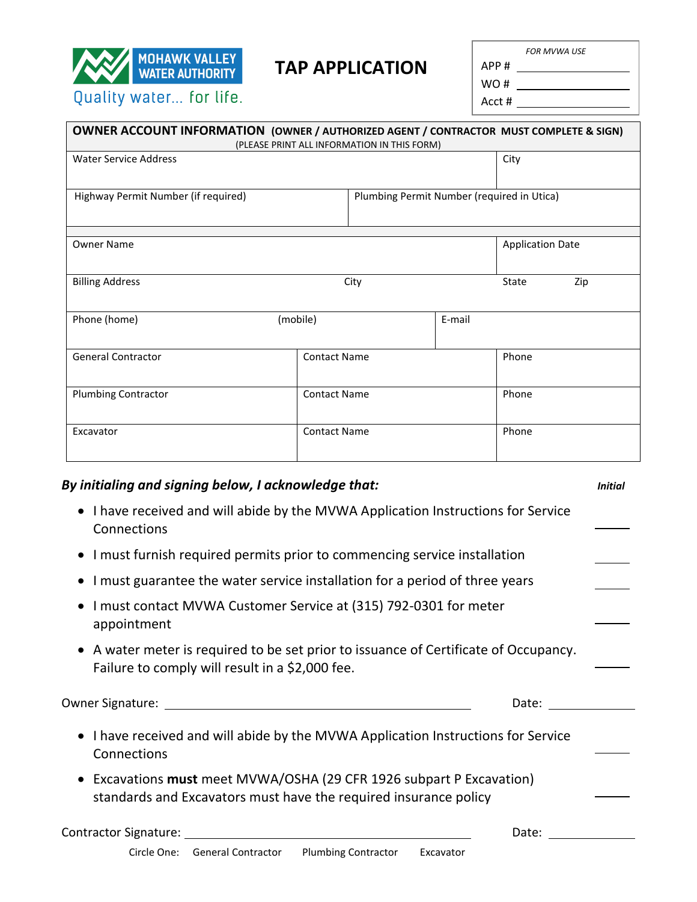MOHAWK VALLEY WATER AUTHORITY

Quality water... for life.

# TAP APPLICATION

| *FOR MVWA USE* | |
|---|---|
| APP # | |
| WO # | |
| Acct # | |

## OWNER ACCOUNT INFORMATION (OWNER / AUTHORIZED AGENT / CONTRACTOR MUST COMPLETE & SIGN)

(PLEASE PRINT ALL INFORMATION IN THIS FORM)

| Water Service Address | | City |
|---|---|---|
| Highway Permit Number (if required) | Plumbing Permit Number (required in Utica) | |

| Owner Name | | | Application Date | |
|---|---|---|---|---|
| Billing Address | | City | State | Zip |
| Phone (home) | (mobile) | | E-mail | |

| General Contractor | Contact Name | Phone |
|---|---|---|
| Plumbing Contractor | Contact Name | Phone |
| Excavator | Contact Name | Phone |

***By initialing and signing below, I acknowledge that:*** ***Initial***

- I have received and will abide by the MVWA Application Instructions for Service Connections ______
- I must furnish required permits prior to commencing service installation ______
- I must guarantee the water service installation for a period of three years ______
- I must contact MVWA Customer Service at (315) 792-0301 for meter appointment ______
- A water meter is required to be set prior to issuance of Certificate of Occupancy. Failure to comply will result in a $2,000 fee. ______

Owner Signature: ______________________________ Date: ______________

- I have received and will abide by the MVWA Application Instructions for Service Connections ______
- Excavations **must** meet MVWA/OSHA (29 CFR 1926 subpart P Excavation) standards and Excavators must have the required insurance policy ______

Contractor Signature: ______________________________ Date: ______________

Circle One: General Contractor Plumbing Contractor Excavator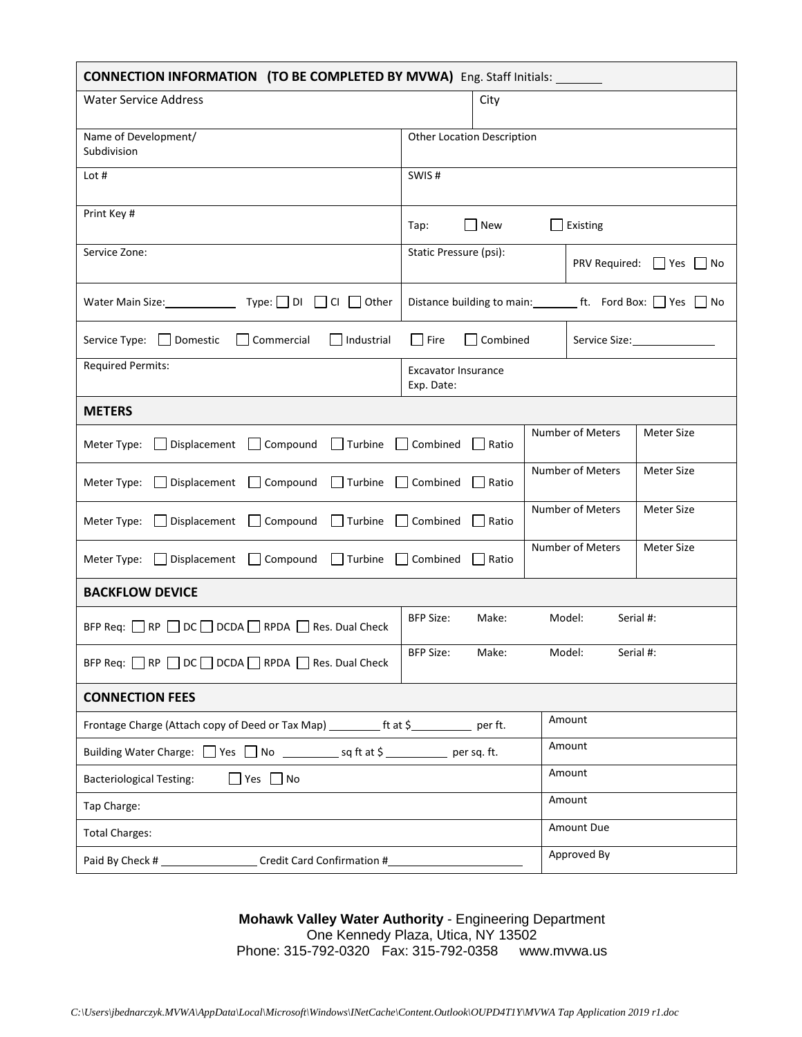## CONNECTION INFORMATION (TO BE COMPLETED BY MVWA) Eng. Staff Initials: _______

| | |
|---|---|
| Water Service Address | City |
| Name of Development/ Subdivision | Other Location Description |
| Lot # | SWIS # |
| Print Key # | Tap: ☐ New ☐ Existing |
| Service Zone: | Static Pressure (psi): PRV Required: ☐ Yes ☐ No |
| Water Main Size:___________ Type: ☐ DI ☐ CI ☐ Other | Distance building to main:_______ ft. Ford Box: ☐ Yes ☐ No |
| Service Type: ☐ Domestic ☐ Commercial ☐ Industrial | ☐ Fire ☐ Combined Service Size:_____________ |
| Required Permits: | Excavator Insurance Exp. Date: |

## METERS

| | | |
|---|---|---|
| Meter Type: ☐ Displacement ☐ Compound ☐ Turbine ☐ Combined ☐ Ratio | Number of Meters | Meter Size |
| Meter Type: ☐ Displacement ☐ Compound ☐ Turbine ☐ Combined ☐ Ratio | Number of Meters | Meter Size |
| Meter Type: ☐ Displacement ☐ Compound ☐ Turbine ☐ Combined ☐ Ratio | Number of Meters | Meter Size |
| Meter Type: ☐ Displacement ☐ Compound ☐ Turbine ☐ Combined ☐ Ratio | Number of Meters | Meter Size |

## BACKFLOW DEVICE

| | |
|---|---|
| BFP Req: ☐ RP ☐ DC ☐ DCDA ☐ RPDA ☐ Res. Dual Check | BFP Size: Make: Model: Serial #: |
| BFP Req: ☐ RP ☐ DC ☐ DCDA ☐ RPDA ☐ Res. Dual Check | BFP Size: Make: Model: Serial #: |

## CONNECTION FEES

| | |
|---|---|
| Frontage Charge (Attach copy of Deed or Tax Map) ________ ft at $_________ per ft. | Amount |
| Building Water Charge: ☐ Yes ☐ No _________ sq ft at $ __________ per sq. ft. | Amount |
| Bacteriological Testing: ☐ Yes ☐ No | Amount |
| Tap Charge: | Amount |
| Total Charges: | Amount Due |
| Paid By Check # _______________ Credit Card Confirmation #_____________________ | Approved By |

**Mohawk Valley Water Authority** - Engineering Department
One Kennedy Plaza, Utica, NY 13502
Phone: 315-792-0320 Fax: 315-792-0358 www.mvwa.us

*C:\Users\jbednarczyk.MVWA\AppData\Local\Microsoft\Windows\INetCache\Content.Outlook\OUPD4T1Y\MVWA Tap Application 2019 r1.doc*